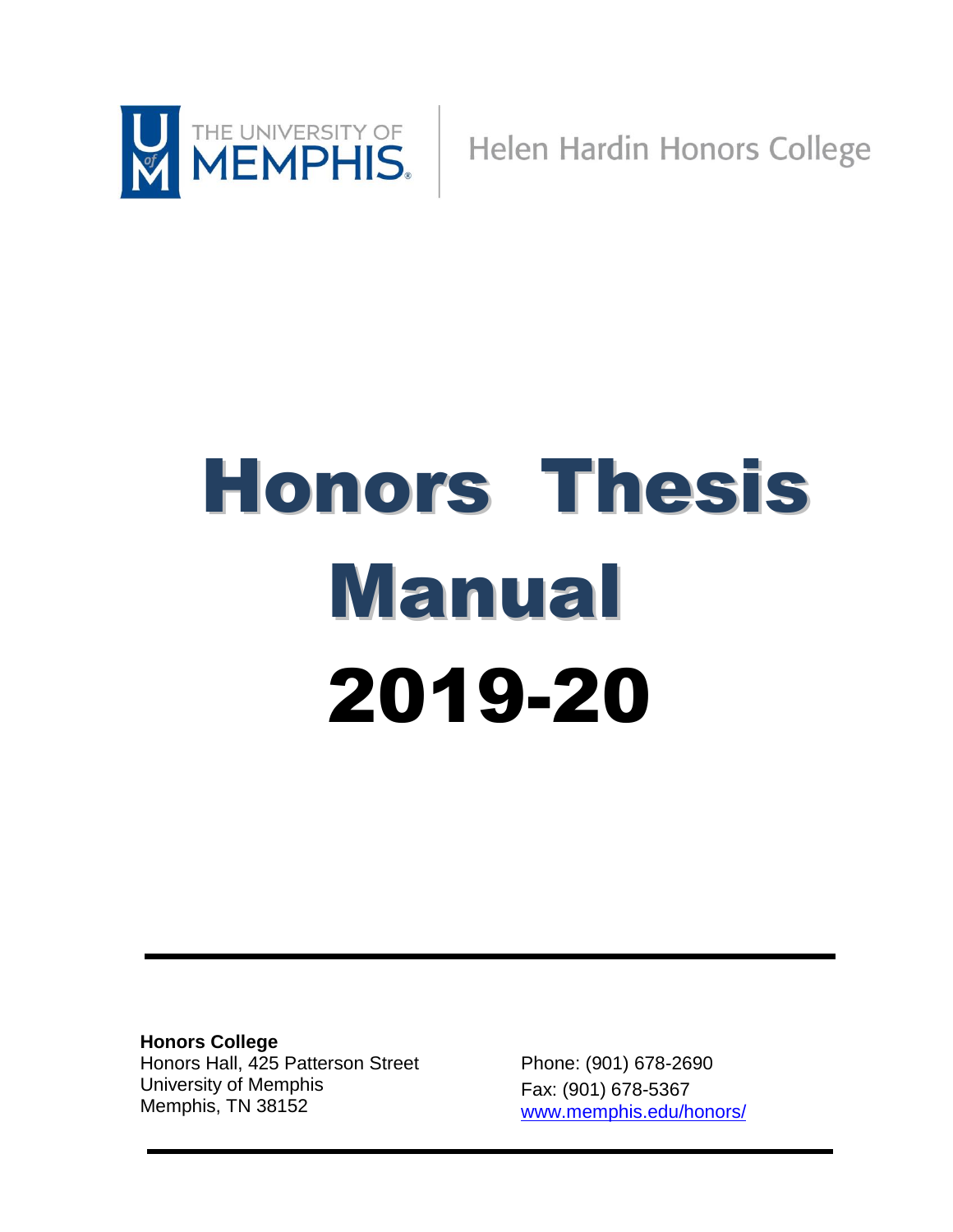THE UNIVERSITY OF MEMPHIS | Helen Hardin Honors College

# Honors Thesis Manual 2019-20

**Honors College**
Honors Hall, 425 Patterson Street
University of Memphis
Memphis, TN 38152

Phone: (901) 678-2690
Fax: (901) 678-5367
www.memphis.edu/honors/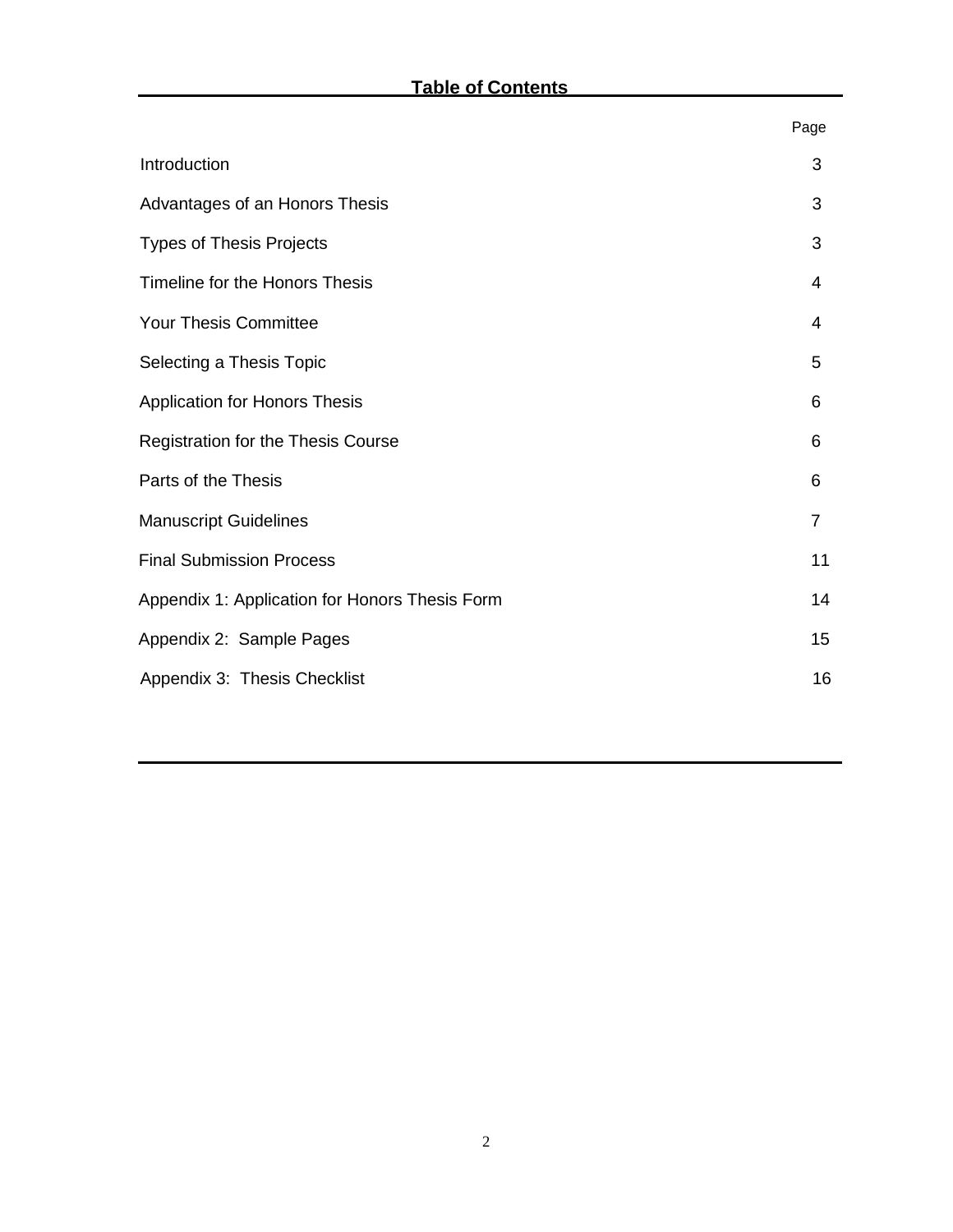## Table of Contents

| | Page |
|---|---|
| Introduction | 3 |
| Advantages of an Honors Thesis | 3 |
| Types of Thesis Projects | 3 |
| Timeline for the Honors Thesis | 4 |
| Your Thesis Committee | 4 |
| Selecting a Thesis Topic | 5 |
| Application for Honors Thesis | 6 |
| Registration for the Thesis Course | 6 |
| Parts of the Thesis | 6 |
| Manuscript Guidelines | 7 |
| Final Submission Process | 11 |
| Appendix 1: Application for Honors Thesis Form | 14 |
| Appendix 2: Sample Pages | 15 |
| Appendix 3: Thesis Checklist | 16 |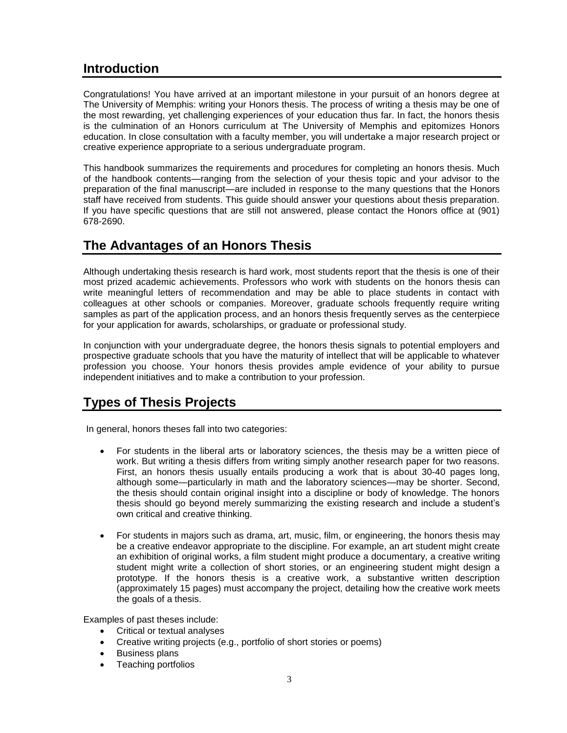## Introduction

Congratulations! You have arrived at an important milestone in your pursuit of an honors degree at The University of Memphis: writing your Honors thesis. The process of writing a thesis may be one of the most rewarding, yet challenging experiences of your education thus far. In fact, the honors thesis is the culmination of an Honors curriculum at The University of Memphis and epitomizes Honors education. In close consultation with a faculty member, you will undertake a major research project or creative experience appropriate to a serious undergraduate program.

This handbook summarizes the requirements and procedures for completing an honors thesis. Much of the handbook contents—ranging from the selection of your thesis topic and your advisor to the preparation of the final manuscript—are included in response to the many questions that the Honors staff have received from students. This guide should answer your questions about thesis preparation. If you have specific questions that are still not answered, please contact the Honors office at (901) 678-2690.

## The Advantages of an Honors Thesis

Although undertaking thesis research is hard work, most students report that the thesis is one of their most prized academic achievements. Professors who work with students on the honors thesis can write meaningful letters of recommendation and may be able to place students in contact with colleagues at other schools or companies. Moreover, graduate schools frequently require writing samples as part of the application process, and an honors thesis frequently serves as the centerpiece for your application for awards, scholarships, or graduate or professional study.

In conjunction with your undergraduate degree, the honors thesis signals to potential employers and prospective graduate schools that you have the maturity of intellect that will be applicable to whatever profession you choose. Your honors thesis provides ample evidence of your ability to pursue independent initiatives and to make a contribution to your profession.

## Types of Thesis Projects

In general, honors theses fall into two categories:

- For students in the liberal arts or laboratory sciences, the thesis may be a written piece of work. But writing a thesis differs from writing simply another research paper for two reasons. First, an honors thesis usually entails producing a work that is about 30-40 pages long, although some—particularly in math and the laboratory sciences—may be shorter. Second, the thesis should contain original insight into a discipline or body of knowledge. The honors thesis should go beyond merely summarizing the existing research and include a student's own critical and creative thinking.

- For students in majors such as drama, art, music, film, or engineering, the honors thesis may be a creative endeavor appropriate to the discipline. For example, an art student might create an exhibition of original works, a film student might produce a documentary, a creative writing student might write a collection of short stories, or an engineering student might design a prototype. If the honors thesis is a creative work, a substantive written description (approximately 15 pages) must accompany the project, detailing how the creative work meets the goals of a thesis.

Examples of past theses include:

- Critical or textual analyses
- Creative writing projects (e.g., portfolio of short stories or poems)
- Business plans
- Teaching portfolios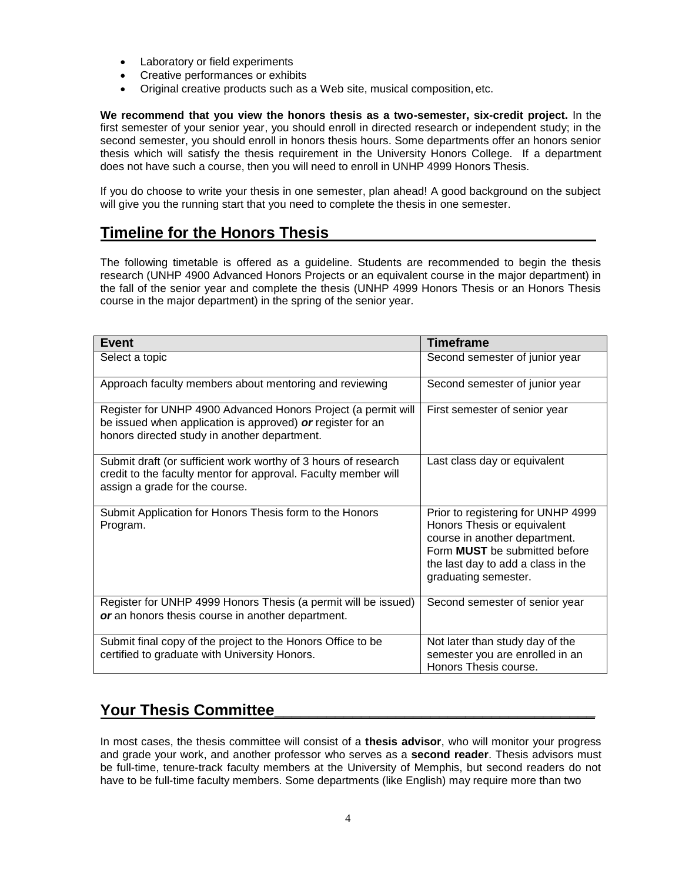- Laboratory or field experiments
- Creative performances or exhibits
- Original creative products such as a Web site, musical composition, etc.

**We recommend that you view the honors thesis as a two-semester, six-credit project.** In the first semester of your senior year, you should enroll in directed research or independent study; in the second semester, you should enroll in honors thesis hours. Some departments offer an honors senior thesis which will satisfy the thesis requirement in the University Honors College. If a department does not have such a course, then you will need to enroll in UNHP 4999 Honors Thesis.

If you do choose to write your thesis in one semester, plan ahead! A good background on the subject will give you the running start that you need to complete the thesis in one semester.

## Timeline for the Honors Thesis

The following timetable is offered as a guideline. Students are recommended to begin the thesis research (UNHP 4900 Advanced Honors Projects or an equivalent course in the major department) in the fall of the senior year and complete the thesis (UNHP 4999 Honors Thesis or an Honors Thesis course in the major department) in the spring of the senior year.

| Event | Timeframe |
|---|---|
| Select a topic | Second semester of junior year |
| Approach faculty members about mentoring and reviewing | Second semester of junior year |
| Register for UNHP 4900 Advanced Honors Project (a permit will be issued when application is approved) ***or*** register for an honors directed study in another department. | First semester of senior year |
| Submit draft (or sufficient work worthy of 3 hours of research credit to the faculty mentor for approval. Faculty member will assign a grade for the course. | Last class day or equivalent |
| Submit Application for Honors Thesis form to the Honors Program. | Prior to registering for UNHP 4999 Honors Thesis or equivalent course in another department. Form **MUST** be submitted before the last day to add a class in the graduating semester. |
| Register for UNHP 4999 Honors Thesis (a permit will be issued) ***or*** an honors thesis course in another department. | Second semester of senior year |
| Submit final copy of the project to the Honors Office to be certified to graduate with University Honors. | Not later than study day of the semester you are enrolled in an Honors Thesis course. |

## Your Thesis Committee

In most cases, the thesis committee will consist of a **thesis advisor**, who will monitor your progress and grade your work, and another professor who serves as a **second reader**. Thesis advisors must be full-time, tenure-track faculty members at the University of Memphis, but second readers do not have to be full-time faculty members. Some departments (like English) may require more than two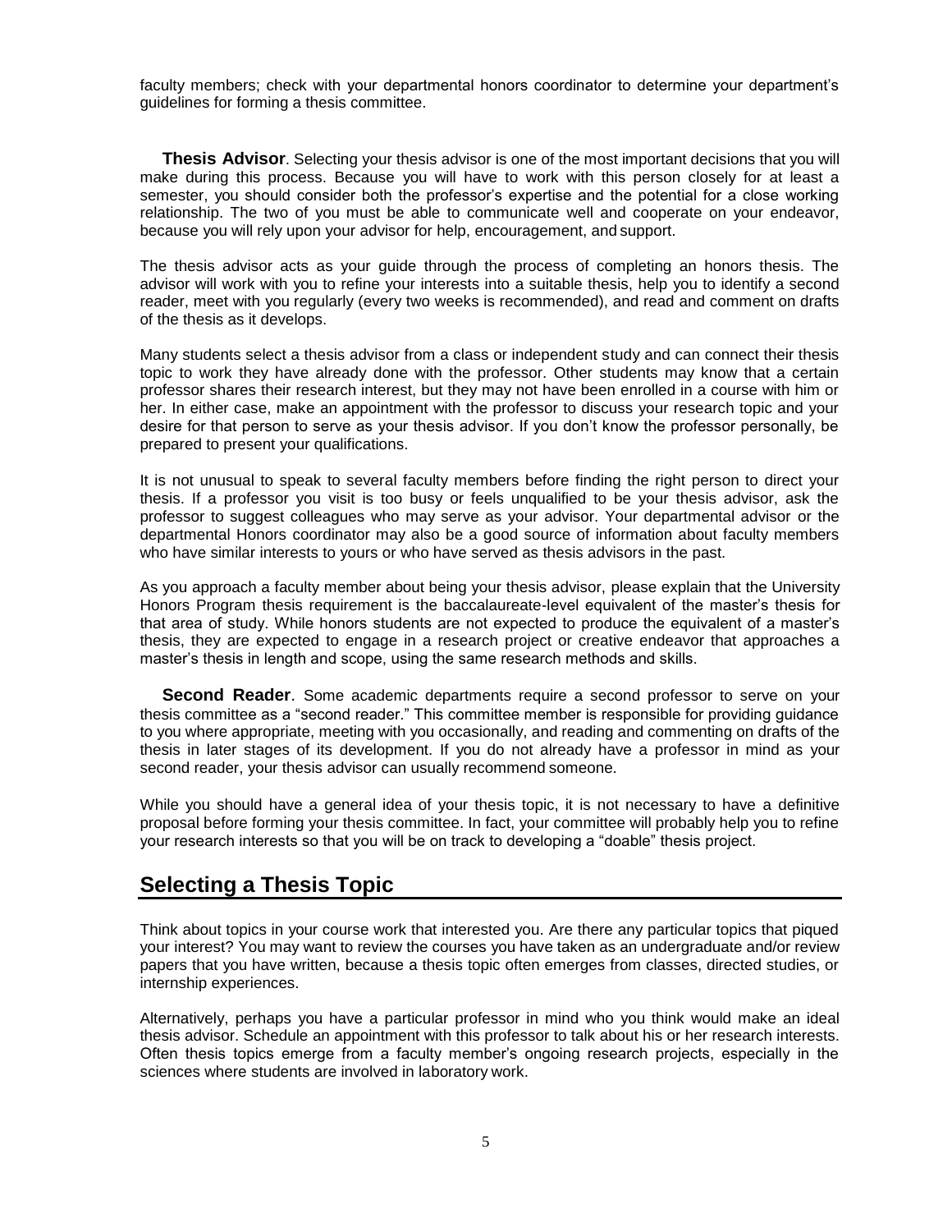faculty members; check with your departmental honors coordinator to determine your department's guidelines for forming a thesis committee.

**Thesis Advisor**. Selecting your thesis advisor is one of the most important decisions that you will make during this process. Because you will have to work with this person closely for at least a semester, you should consider both the professor's expertise and the potential for a close working relationship. The two of you must be able to communicate well and cooperate on your endeavor, because you will rely upon your advisor for help, encouragement, and support.

The thesis advisor acts as your guide through the process of completing an honors thesis. The advisor will work with you to refine your interests into a suitable thesis, help you to identify a second reader, meet with you regularly (every two weeks is recommended), and read and comment on drafts of the thesis as it develops.

Many students select a thesis advisor from a class or independent study and can connect their thesis topic to work they have already done with the professor. Other students may know that a certain professor shares their research interest, but they may not have been enrolled in a course with him or her. In either case, make an appointment with the professor to discuss your research topic and your desire for that person to serve as your thesis advisor. If you don't know the professor personally, be prepared to present your qualifications.

It is not unusual to speak to several faculty members before finding the right person to direct your thesis. If a professor you visit is too busy or feels unqualified to be your thesis advisor, ask the professor to suggest colleagues who may serve as your advisor. Your departmental advisor or the departmental Honors coordinator may also be a good source of information about faculty members who have similar interests to yours or who have served as thesis advisors in the past.

As you approach a faculty member about being your thesis advisor, please explain that the University Honors Program thesis requirement is the baccalaureate-level equivalent of the master's thesis for that area of study. While honors students are not expected to produce the equivalent of a master's thesis, they are expected to engage in a research project or creative endeavor that approaches a master's thesis in length and scope, using the same research methods and skills.

**Second Reader**. Some academic departments require a second professor to serve on your thesis committee as a "second reader." This committee member is responsible for providing guidance to you where appropriate, meeting with you occasionally, and reading and commenting on drafts of the thesis in later stages of its development. If you do not already have a professor in mind as your second reader, your thesis advisor can usually recommend someone.

While you should have a general idea of your thesis topic, it is not necessary to have a definitive proposal before forming your thesis committee. In fact, your committee will probably help you to refine your research interests so that you will be on track to developing a "doable" thesis project.

## Selecting a Thesis Topic

Think about topics in your course work that interested you. Are there any particular topics that piqued your interest? You may want to review the courses you have taken as an undergraduate and/or review papers that you have written, because a thesis topic often emerges from classes, directed studies, or internship experiences.

Alternatively, perhaps you have a particular professor in mind who you think would make an ideal thesis advisor. Schedule an appointment with this professor to talk about his or her research interests. Often thesis topics emerge from a faculty member's ongoing research projects, especially in the sciences where students are involved in laboratory work.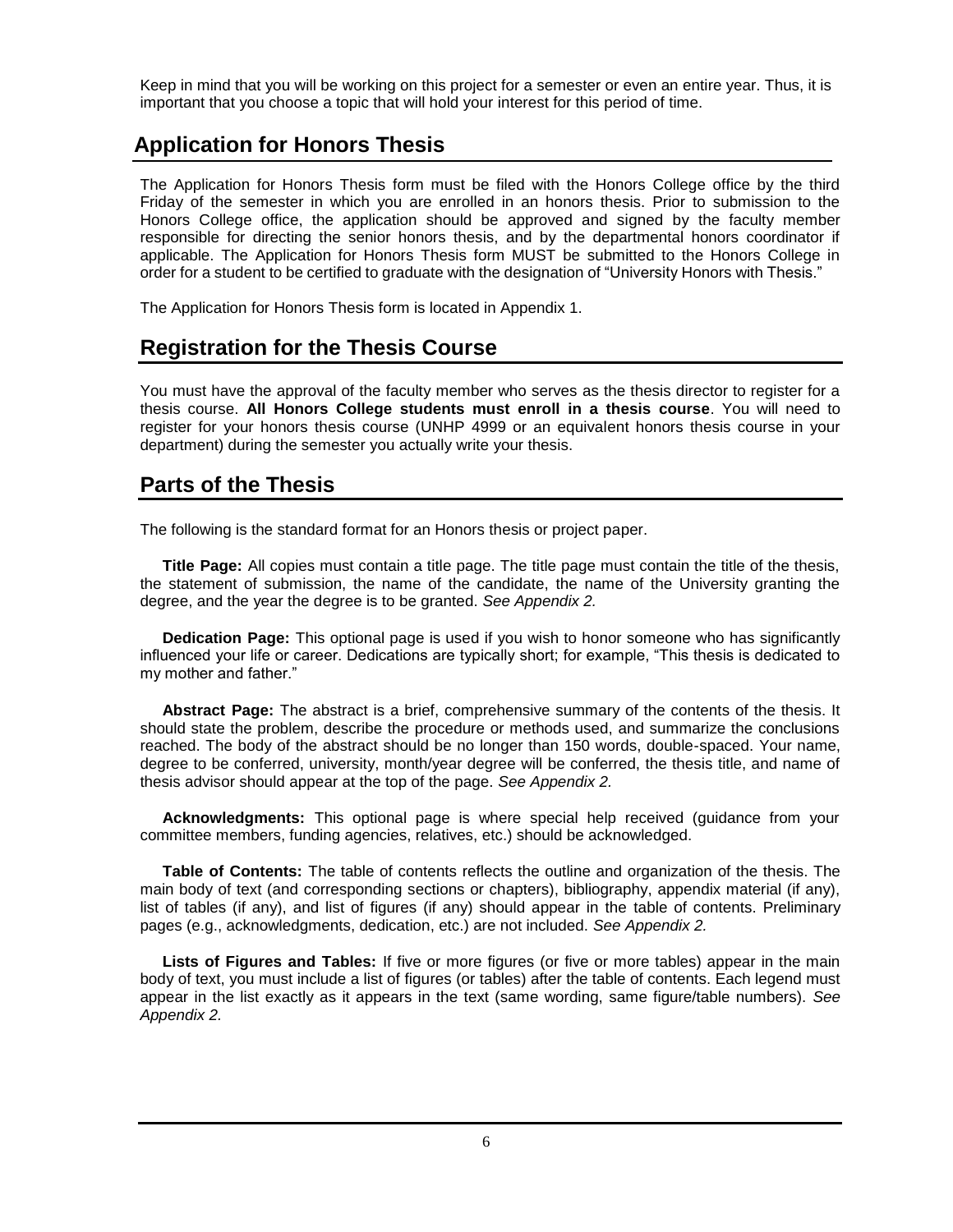Keep in mind that you will be working on this project for a semester or even an entire year. Thus, it is important that you choose a topic that will hold your interest for this period of time.

## Application for Honors Thesis

The Application for Honors Thesis form must be filed with the Honors College office by the third Friday of the semester in which you are enrolled in an honors thesis. Prior to submission to the Honors College office, the application should be approved and signed by the faculty member responsible for directing the senior honors thesis, and by the departmental honors coordinator if applicable. The Application for Honors Thesis form MUST be submitted to the Honors College in order for a student to be certified to graduate with the designation of "University Honors with Thesis."

The Application for Honors Thesis form is located in Appendix 1.

## Registration for the Thesis Course

You must have the approval of the faculty member who serves as the thesis director to register for a thesis course. **All Honors College students must enroll in a thesis course**. You will need to register for your honors thesis course (UNHP 4999 or an equivalent honors thesis course in your department) during the semester you actually write your thesis.

## Parts of the Thesis

The following is the standard format for an Honors thesis or project paper.

**Title Page:** All copies must contain a title page. The title page must contain the title of the thesis, the statement of submission, the name of the candidate, the name of the University granting the degree, and the year the degree is to be granted. *See Appendix 2.*

**Dedication Page:** This optional page is used if you wish to honor someone who has significantly influenced your life or career. Dedications are typically short; for example, "This thesis is dedicated to my mother and father."

**Abstract Page:** The abstract is a brief, comprehensive summary of the contents of the thesis. It should state the problem, describe the procedure or methods used, and summarize the conclusions reached. The body of the abstract should be no longer than 150 words, double-spaced. Your name, degree to be conferred, university, month/year degree will be conferred, the thesis title, and name of thesis advisor should appear at the top of the page. *See Appendix 2.*

**Acknowledgments:** This optional page is where special help received (guidance from your committee members, funding agencies, relatives, etc.) should be acknowledged.

**Table of Contents:** The table of contents reflects the outline and organization of the thesis. The main body of text (and corresponding sections or chapters), bibliography, appendix material (if any), list of tables (if any), and list of figures (if any) should appear in the table of contents. Preliminary pages (e.g., acknowledgments, dedication, etc.) are not included. *See Appendix 2.*

**Lists of Figures and Tables:** If five or more figures (or five or more tables) appear in the main body of text, you must include a list of figures (or tables) after the table of contents. Each legend must appear in the list exactly as it appears in the text (same wording, same figure/table numbers). *See Appendix 2.*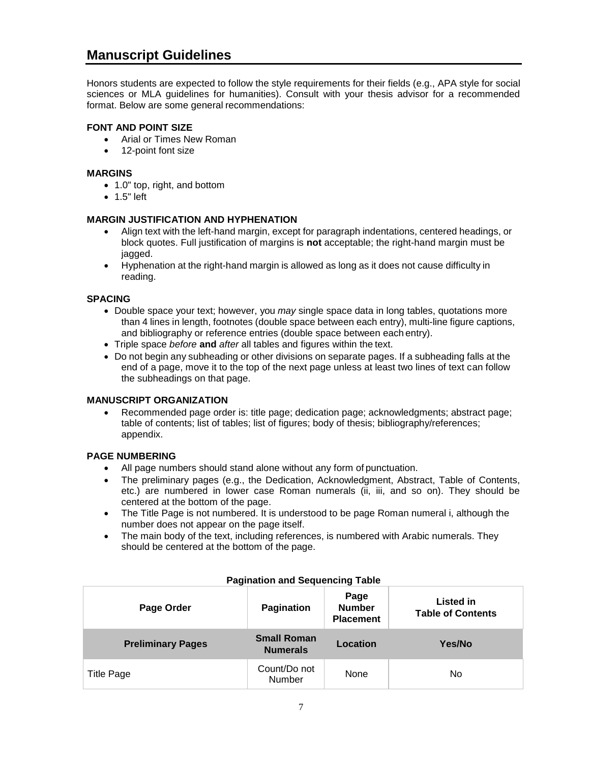# Manuscript Guidelines

Honors students are expected to follow the style requirements for their fields (e.g., APA style for social sciences or MLA guidelines for humanities). Consult with your thesis advisor for a recommended format. Below are some general recommendations:

**FONT AND POINT SIZE**

- Arial or Times New Roman
- 12-point font size

**MARGINS**

- 1.0" top, right, and bottom
- 1.5" left

**MARGIN JUSTIFICATION AND HYPHENATION**

- Align text with the left-hand margin, except for paragraph indentations, centered headings, or block quotes. Full justification of margins is **not** acceptable; the right-hand margin must be jagged.
- Hyphenation at the right-hand margin is allowed as long as it does not cause difficulty in reading.

**SPACING**

- Double space your text; however, you *may* single space data in long tables, quotations more than 4 lines in length, footnotes (double space between each entry), multi-line figure captions, and bibliography or reference entries (double space between each entry).
- Triple space *before* **and** *after* all tables and figures within the text.
- Do not begin any subheading or other divisions on separate pages. If a subheading falls at the end of a page, move it to the top of the next page unless at least two lines of text can follow the subheadings on that page.

**MANUSCRIPT ORGANIZATION**

- Recommended page order is: title page; dedication page; acknowledgments; abstract page; table of contents; list of tables; list of figures; body of thesis; bibliography/references; appendix.

**PAGE NUMBERING**

- All page numbers should stand alone without any form of punctuation.
- The preliminary pages (e.g., the Dedication, Acknowledgment, Abstract, Table of Contents, etc.) are numbered in lower case Roman numerals (ii, iii, and so on). They should be centered at the bottom of the page.
- The Title Page is not numbered. It is understood to be page Roman numeral i, although the number does not appear on the page itself.
- The main body of the text, including references, is numbered with Arabic numerals. They should be centered at the bottom of the page.

**Pagination and Sequencing Table**

| Page Order | Pagination | Page Number Placement | Listed in Table of Contents |
|---|---|---|---|
| **Preliminary Pages** | **Small Roman Numerals** | **Location** | **Yes/No** |
| Title Page | Count/Do not Number | None | No |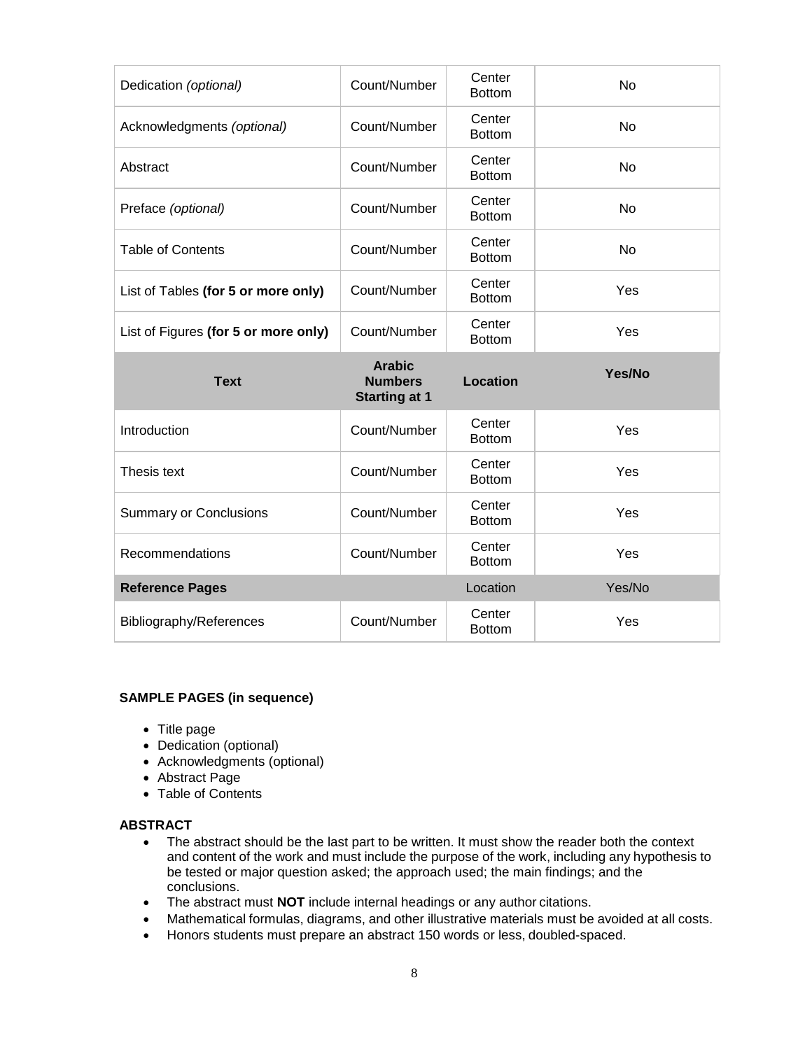| | | | |
|---|---|---|---|
| Dedication *(optional)* | Count/Number | Center Bottom | No |
| Acknowledgments *(optional)* | Count/Number | Center Bottom | No |
| Abstract | Count/Number | Center Bottom | No |
| Preface *(optional)* | Count/Number | Center Bottom | No |
| Table of Contents | Count/Number | Center Bottom | No |
| List of Tables **(for 5 or more only)** | Count/Number | Center Bottom | Yes |
| List of Figures **(for 5 or more only)** | Count/Number | Center Bottom | Yes |
| **Text** | **Arabic Numbers Starting at 1** | **Location** | **Yes/No** |
| Introduction | Count/Number | Center Bottom | Yes |
| Thesis text | Count/Number | Center Bottom | Yes |
| Summary or Conclusions | Count/Number | Center Bottom | Yes |
| Recommendations | Count/Number | Center Bottom | Yes |
| **Reference Pages** | | Location | Yes/No |
| Bibliography/References | Count/Number | Center Bottom | Yes |

**SAMPLE PAGES (in sequence)**

- Title page
- Dedication (optional)
- Acknowledgments (optional)
- Abstract Page
- Table of Contents

**ABSTRACT**

- The abstract should be the last part to be written. It must show the reader both the context and content of the work and must include the purpose of the work, including any hypothesis to be tested or major question asked; the approach used; the main findings; and the conclusions.
- The abstract must **NOT** include internal headings or any author citations.
- Mathematical formulas, diagrams, and other illustrative materials must be avoided at all costs.
- Honors students must prepare an abstract 150 words or less, doubled-spaced.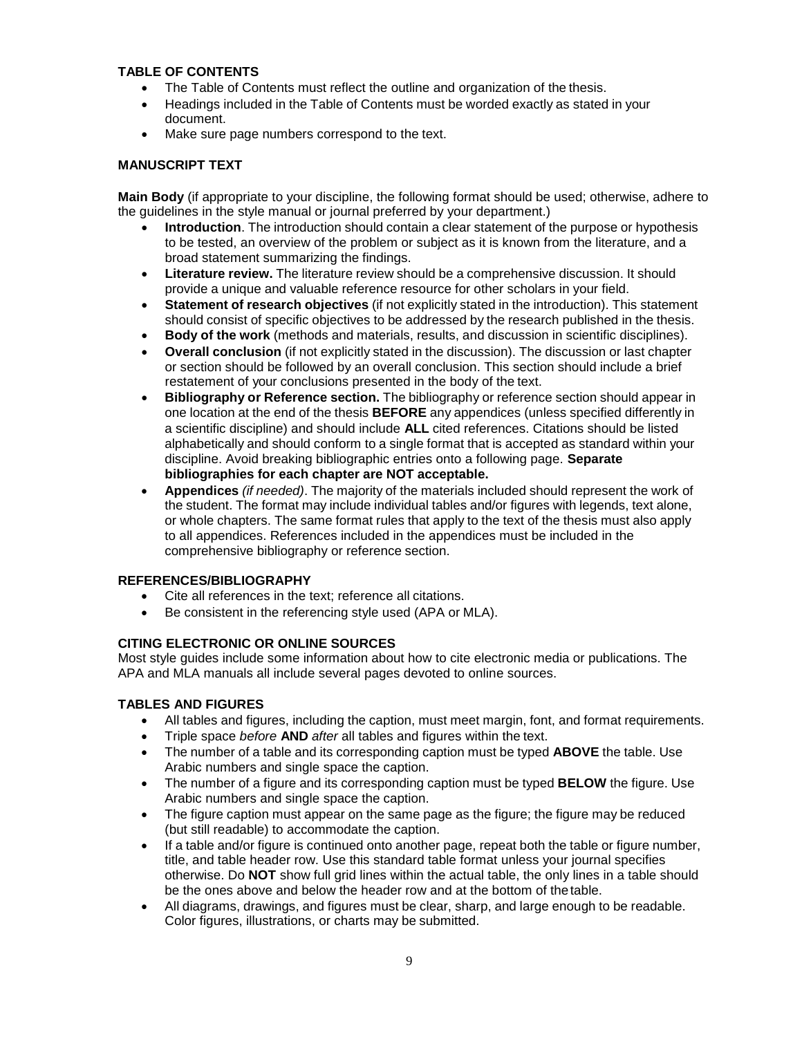### TABLE OF CONTENTS

- The Table of Contents must reflect the outline and organization of the thesis.
- Headings included in the Table of Contents must be worded exactly as stated in your document.
- Make sure page numbers correspond to the text.

### MANUSCRIPT TEXT

**Main Body** (if appropriate to your discipline, the following format should be used; otherwise, adhere to the guidelines in the style manual or journal preferred by your department.)

- **Introduction**. The introduction should contain a clear statement of the purpose or hypothesis to be tested, an overview of the problem or subject as it is known from the literature, and a broad statement summarizing the findings.
- **Literature review.** The literature review should be a comprehensive discussion. It should provide a unique and valuable reference resource for other scholars in your field.
- **Statement of research objectives** (if not explicitly stated in the introduction). This statement should consist of specific objectives to be addressed by the research published in the thesis.
- **Body of the work** (methods and materials, results, and discussion in scientific disciplines).
- **Overall conclusion** (if not explicitly stated in the discussion). The discussion or last chapter or section should be followed by an overall conclusion. This section should include a brief restatement of your conclusions presented in the body of the text.
- **Bibliography or Reference section.** The bibliography or reference section should appear in one location at the end of the thesis **BEFORE** any appendices (unless specified differently in a scientific discipline) and should include **ALL** cited references. Citations should be listed alphabetically and should conform to a single format that is accepted as standard within your discipline. Avoid breaking bibliographic entries onto a following page. **Separate bibliographies for each chapter are NOT acceptable.**
- **Appendices** *(if needed)*. The majority of the materials included should represent the work of the student. The format may include individual tables and/or figures with legends, text alone, or whole chapters. The same format rules that apply to the text of the thesis must also apply to all appendices. References included in the appendices must be included in the comprehensive bibliography or reference section.

### REFERENCES/BIBLIOGRAPHY

- Cite all references in the text; reference all citations.
- Be consistent in the referencing style used (APA or MLA).

### CITING ELECTRONIC OR ONLINE SOURCES

Most style guides include some information about how to cite electronic media or publications. The APA and MLA manuals all include several pages devoted to online sources.

### TABLES AND FIGURES

- All tables and figures, including the caption, must meet margin, font, and format requirements.
- Triple space *before* **AND** *after* all tables and figures within the text.
- The number of a table and its corresponding caption must be typed **ABOVE** the table. Use Arabic numbers and single space the caption.
- The number of a figure and its corresponding caption must be typed **BELOW** the figure. Use Arabic numbers and single space the caption.
- The figure caption must appear on the same page as the figure; the figure may be reduced (but still readable) to accommodate the caption.
- If a table and/or figure is continued onto another page, repeat both the table or figure number, title, and table header row. Use this standard table format unless your journal specifies otherwise. Do **NOT** show full grid lines within the actual table, the only lines in a table should be the ones above and below the header row and at the bottom of the table.
- All diagrams, drawings, and figures must be clear, sharp, and large enough to be readable. Color figures, illustrations, or charts may be submitted.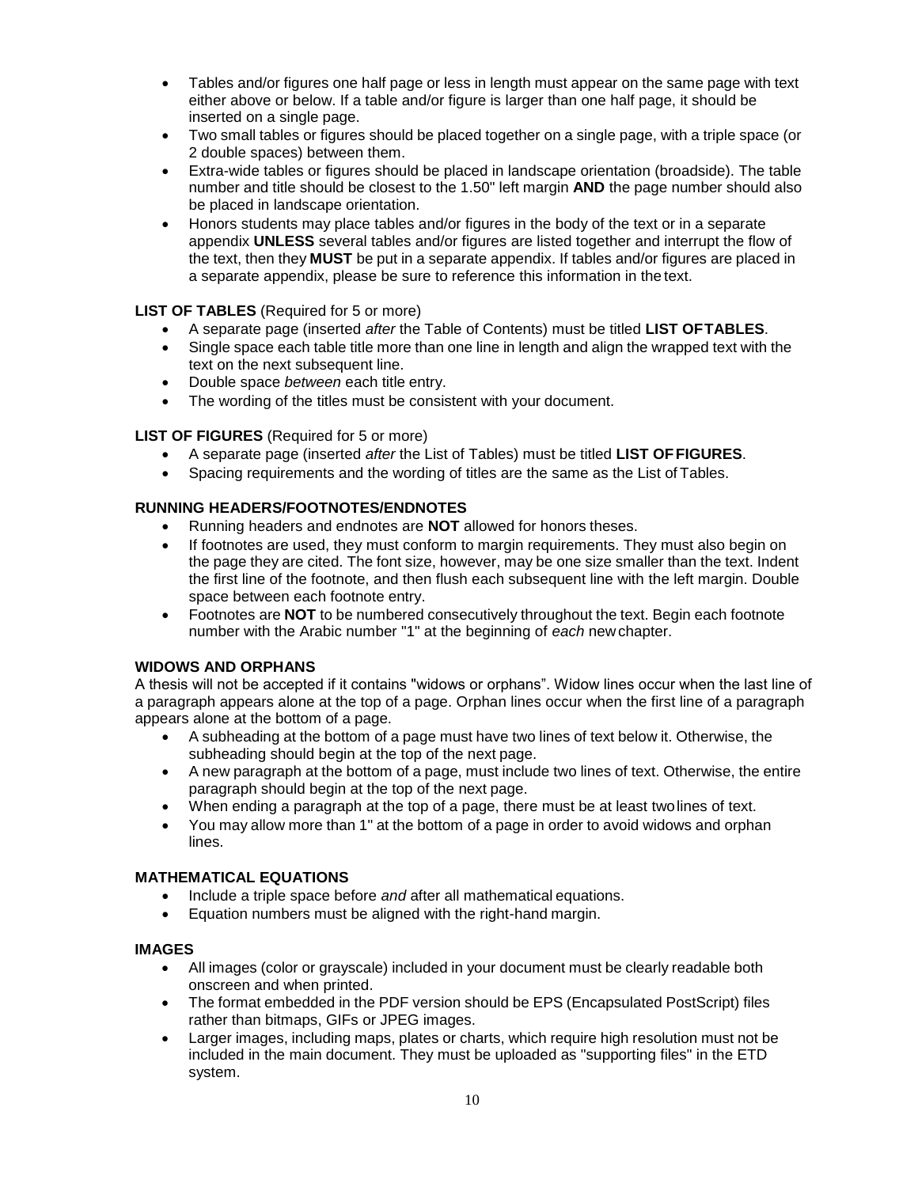- Tables and/or figures one half page or less in length must appear on the same page with text either above or below. If a table and/or figure is larger than one half page, it should be inserted on a single page.
- Two small tables or figures should be placed together on a single page, with a triple space (or 2 double spaces) between them.
- Extra-wide tables or figures should be placed in landscape orientation (broadside). The table number and title should be closest to the 1.50" left margin **AND** the page number should also be placed in landscape orientation.
- Honors students may place tables and/or figures in the body of the text or in a separate appendix **UNLESS** several tables and/or figures are listed together and interrupt the flow of the text, then they **MUST** be put in a separate appendix. If tables and/or figures are placed in a separate appendix, please be sure to reference this information in the text.

**LIST OF TABLES** (Required for 5 or more)

- A separate page (inserted *after* the Table of Contents) must be titled **LIST OF TABLES**.
- Single space each table title more than one line in length and align the wrapped text with the text on the next subsequent line.
- Double space *between* each title entry.
- The wording of the titles must be consistent with your document.

**LIST OF FIGURES** (Required for 5 or more)

- A separate page (inserted *after* the List of Tables) must be titled **LIST OF FIGURES**.
- Spacing requirements and the wording of titles are the same as the List of Tables.

**RUNNING HEADERS/FOOTNOTES/ENDNOTES**

- Running headers and endnotes are **NOT** allowed for honors theses.
- If footnotes are used, they must conform to margin requirements. They must also begin on the page they are cited. The font size, however, may be one size smaller than the text. Indent the first line of the footnote, and then flush each subsequent line with the left margin. Double space between each footnote entry.
- Footnotes are **NOT** to be numbered consecutively throughout the text. Begin each footnote number with the Arabic number "1" at the beginning of *each* new chapter.

**WIDOWS AND ORPHANS**

A thesis will not be accepted if it contains "widows or orphans". Widow lines occur when the last line of a paragraph appears alone at the top of a page. Orphan lines occur when the first line of a paragraph appears alone at the bottom of a page.

- A subheading at the bottom of a page must have two lines of text below it. Otherwise, the subheading should begin at the top of the next page.
- A new paragraph at the bottom of a page, must include two lines of text. Otherwise, the entire paragraph should begin at the top of the next page.
- When ending a paragraph at the top of a page, there must be at least two lines of text.
- You may allow more than 1" at the bottom of a page in order to avoid widows and orphan lines.

**MATHEMATICAL EQUATIONS**

- Include a triple space before *and* after all mathematical equations.
- Equation numbers must be aligned with the right-hand margin.

**IMAGES**

- All images (color or grayscale) included in your document must be clearly readable both onscreen and when printed.
- The format embedded in the PDF version should be EPS (Encapsulated PostScript) files rather than bitmaps, GIFs or JPEG images.
- Larger images, including maps, plates or charts, which require high resolution must not be included in the main document. They must be uploaded as "supporting files" in the ETD system.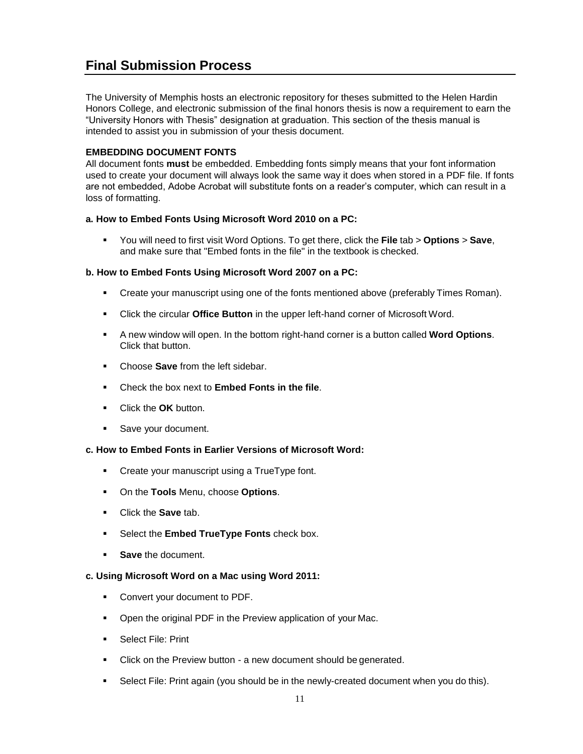## Final Submission Process

The University of Memphis hosts an electronic repository for theses submitted to the Helen Hardin Honors College, and electronic submission of the final honors thesis is now a requirement to earn the "University Honors with Thesis" designation at graduation. This section of the thesis manual is intended to assist you in submission of your thesis document.

**EMBEDDING DOCUMENT FONTS**

All document fonts **must** be embedded. Embedding fonts simply means that your font information used to create your document will always look the same way it does when stored in a PDF file. If fonts are not embedded, Adobe Acrobat will substitute fonts on a reader's computer, which can result in a loss of formatting.

**a. How to Embed Fonts Using Microsoft Word 2010 on a PC:**

- You will need to first visit Word Options. To get there, click the **File** tab > **Options** > **Save**, and make sure that "Embed fonts in the file" in the textbook is checked.

**b. How to Embed Fonts Using Microsoft Word 2007 on a PC:**

- Create your manuscript using one of the fonts mentioned above (preferably Times Roman).
- Click the circular **Office Button** in the upper left-hand corner of Microsoft Word.
- A new window will open. In the bottom right-hand corner is a button called **Word Options**. Click that button.
- Choose **Save** from the left sidebar.
- Check the box next to **Embed Fonts in the file**.
- Click the **OK** button.
- Save your document.

**c. How to Embed Fonts in Earlier Versions of Microsoft Word:**

- Create your manuscript using a TrueType font.
- On the **Tools** Menu, choose **Options**.
- Click the **Save** tab.
- Select the **Embed TrueType Fonts** check box.
- **Save** the document.

**c. Using Microsoft Word on a Mac using Word 2011:**

- Convert your document to PDF.
- Open the original PDF in the Preview application of your Mac.
- Select File: Print
- Click on the Preview button - a new document should be generated.
- Select File: Print again (you should be in the newly-created document when you do this).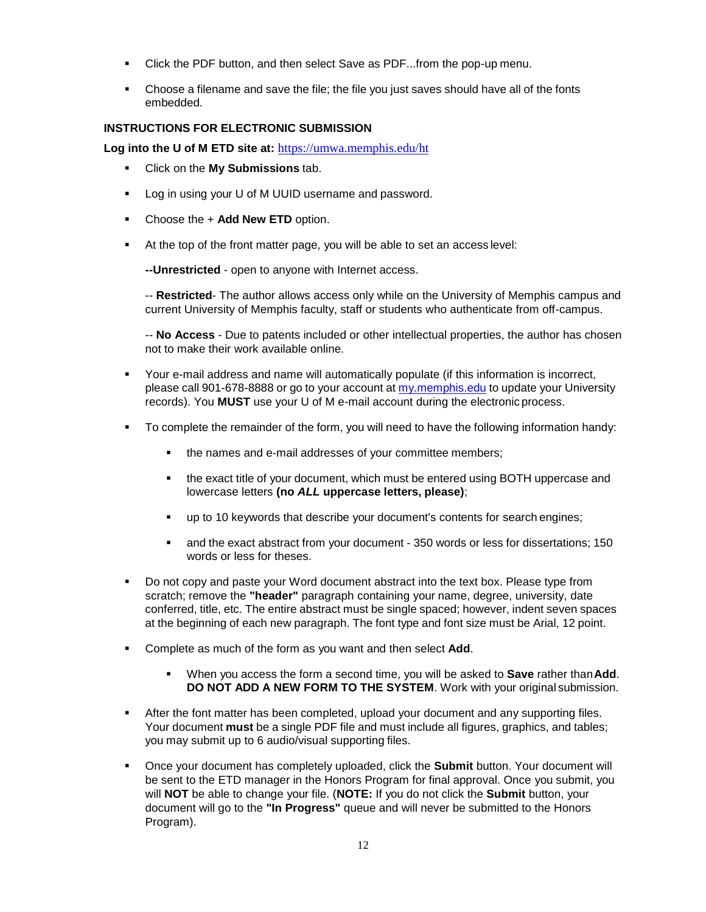- Click the PDF button, and then select Save as PDF...from the pop-up menu.
- Choose a filename and save the file; the file you just saves should have all of the fonts embedded.

**INSTRUCTIONS FOR ELECTRONIC SUBMISSION**

**Log into the U of M ETD site at:** https://umwa.memphis.edu/ht

- Click on the **My Submissions** tab.
- Log in using your U of M UUID username and password.
- Choose the + **Add New ETD** option.
- At the top of the front matter page, you will be able to set an access level:

  **--Unrestricted** - open to anyone with Internet access.

  -- **Restricted**- The author allows access only while on the University of Memphis campus and current University of Memphis faculty, staff or students who authenticate from off-campus.

  -- **No Access** - Due to patents included or other intellectual properties, the author has chosen not to make their work available online.

- Your e-mail address and name will automatically populate (if this information is incorrect, please call 901-678-8888 or go to your account at my.memphis.edu to update your University records). You **MUST** use your U of M e-mail account during the electronic process.
- To complete the remainder of the form, you will need to have the following information handy:
  - the names and e-mail addresses of your committee members;
  - the exact title of your document, which must be entered using BOTH uppercase and lowercase letters **(no *ALL* uppercase letters, please)**;
  - up to 10 keywords that describe your document's contents for search engines;
  - and the exact abstract from your document - 350 words or less for dissertations; 150 words or less for theses.
- Do not copy and paste your Word document abstract into the text box. Please type from scratch; remove the **"header"** paragraph containing your name, degree, university, date conferred, title, etc. The entire abstract must be single spaced; however, indent seven spaces at the beginning of each new paragraph. The font type and font size must be Arial, 12 point.
- Complete as much of the form as you want and then select **Add**.
  - When you access the form a second time, you will be asked to **Save** rather than **Add**. **DO NOT ADD A NEW FORM TO THE SYSTEM**. Work with your original submission.
- After the font matter has been completed, upload your document and any supporting files. Your document **must** be a single PDF file and must include all figures, graphics, and tables; you may submit up to 6 audio/visual supporting files.
- Once your document has completely uploaded, click the **Submit** button. Your document will be sent to the ETD manager in the Honors Program for final approval. Once you submit, you will **NOT** be able to change your file. (**NOTE:** If you do not click the **Submit** button, your document will go to the **"In Progress"** queue and will never be submitted to the Honors Program).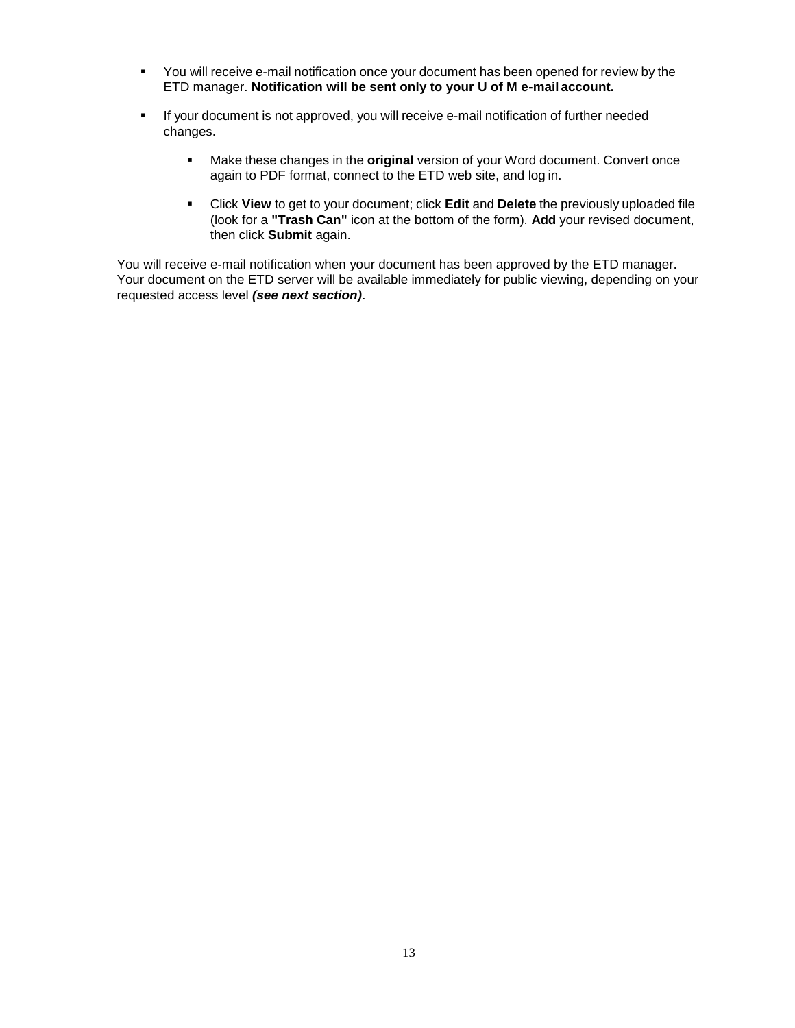- You will receive e-mail notification once your document has been opened for review by the ETD manager. **Notification will be sent only to your U of M e-mail account.**

- If your document is not approved, you will receive e-mail notification of further needed changes.

    - Make these changes in the **original** version of your Word document. Convert once again to PDF format, connect to the ETD web site, and log in.

    - Click **View** to get to your document; click **Edit** and **Delete** the previously uploaded file (look for a **"Trash Can"** icon at the bottom of the form). **Add** your revised document, then click **Submit** again.

You will receive e-mail notification when your document has been approved by the ETD manager. Your document on the ETD server will be available immediately for public viewing, depending on your requested access level ***(see next section)***.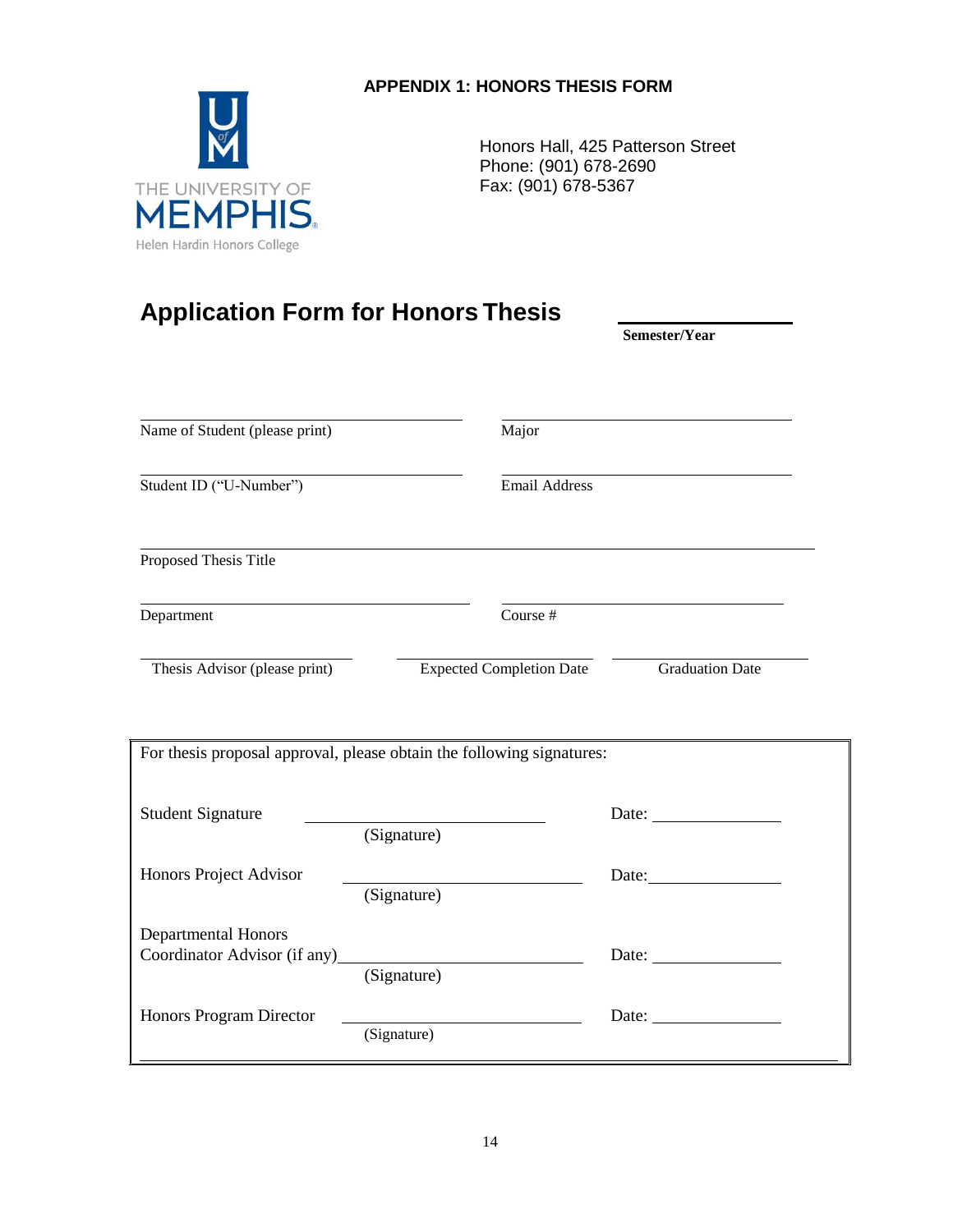**APPENDIX 1: HONORS THESIS FORM**

THE UNIVERSITY OF MEMPHIS
Helen Hardin Honors College

Honors Hall, 425 Patterson Street
Phone: (901) 678-2690
Fax: (901) 678-5367

# Application Form for Honors Thesis

______________________
**Semester/Year**

______________________________ ______________________________
Name of Student (please print) Major

______________________________ ______________________________
Student ID ("U-Number") Email Address

____________________________________________________________
Proposed Thesis Title

______________________________ ______________________________
Department Course #

____________________ ____________________ ____________________
Thesis Advisor (please print) Expected Completion Date Graduation Date

For thesis proposal approval, please obtain the following signatures:

Student Signature ______________________________ Date: ______________
(Signature)

Honors Project Advisor ______________________________ Date: ______________
(Signature)

Departmental Honors
Coordinator Advisor (if any) ______________________________ Date: ______________
(Signature)

Honors Program Director ______________________________ Date: ______________
(Signature)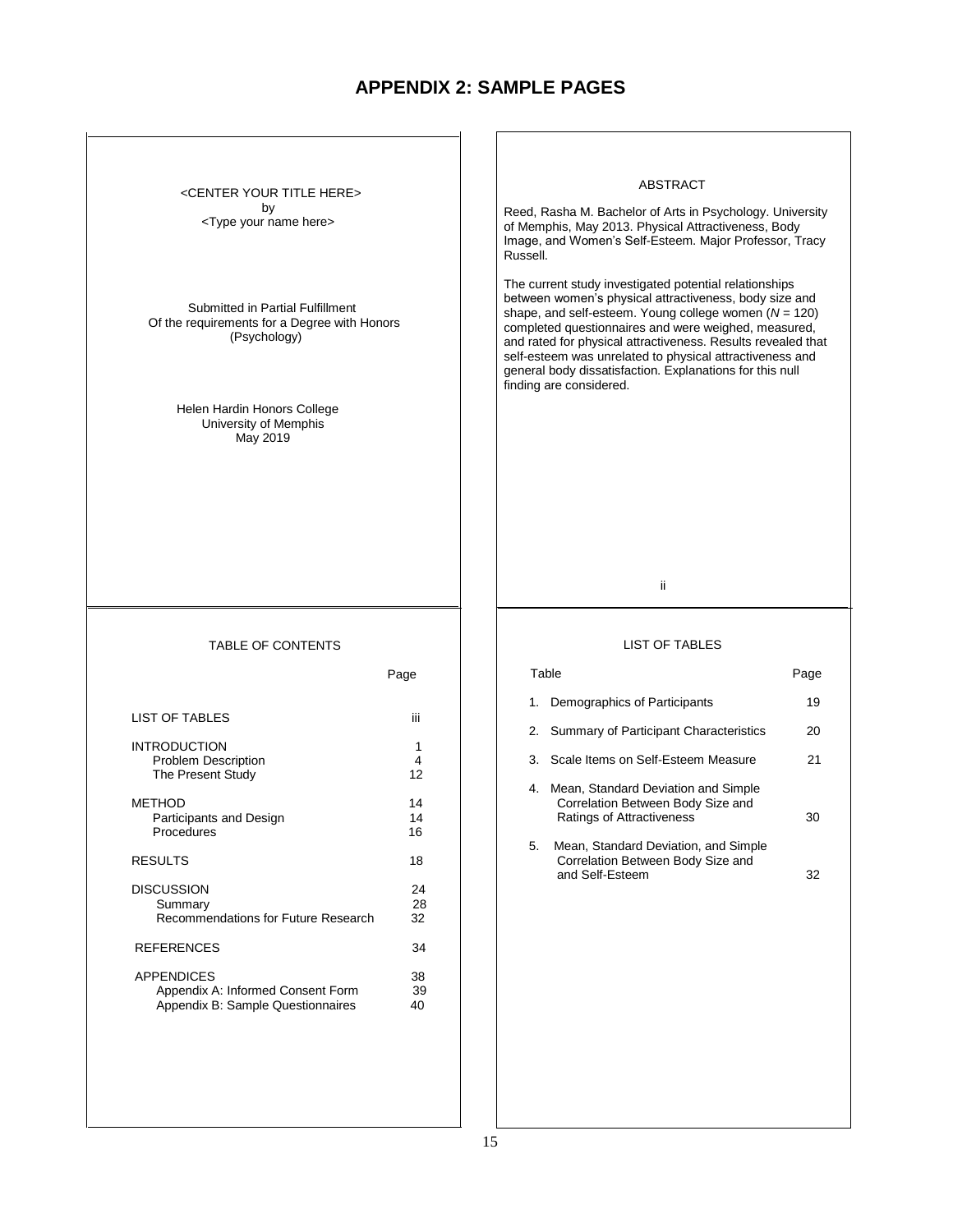# APPENDIX 2: SAMPLE PAGES

<CENTER YOUR TITLE HERE>
by
<Type your name here>

Submitted in Partial Fulfillment
Of the requirements for a Degree with Honors
(Psychology)

Helen Hardin Honors College
University of Memphis
May 2019

---

ABSTRACT

Reed, Rasha M. Bachelor of Arts in Psychology. University of Memphis, May 2013. Physical Attractiveness, Body Image, and Women's Self-Esteem. Major Professor, Tracy Russell.

The current study investigated potential relationships between women's physical attractiveness, body size and shape, and self-esteem. Young college women (*N* = 120) completed questionnaires and were weighed, measured, and rated for physical attractiveness. Results revealed that self-esteem was unrelated to physical attractiveness and general body dissatisfaction. Explanations for this null finding are considered.

ii

---

TABLE OF CONTENTS

| | Page |
|---|---|
| LIST OF TABLES | iii |
| INTRODUCTION | 1 |
| Problem Description | 4 |
| The Present Study | 12 |
| METHOD | 14 |
| Participants and Design | 14 |
| Procedures | 16 |
| RESULTS | 18 |
| DISCUSSION | 24 |
| Summary | 28 |
| Recommendations for Future Research | 32 |
| REFERENCES | 34 |
| APPENDICES | 38 |
| Appendix A: Informed Consent Form | 39 |
| Appendix B: Sample Questionnaires | 40 |

---

LIST OF TABLES

| Table | Page |
|---|---|
| 1. Demographics of Participants | 19 |
| 2. Summary of Participant Characteristics | 20 |
| 3. Scale Items on Self-Esteem Measure | 21 |
| 4. Mean, Standard Deviation and Simple Correlation Between Body Size and Ratings of Attractiveness | 30 |
| 5. Mean, Standard Deviation, and Simple Correlation Between Body Size and and Self-Esteem | 32 |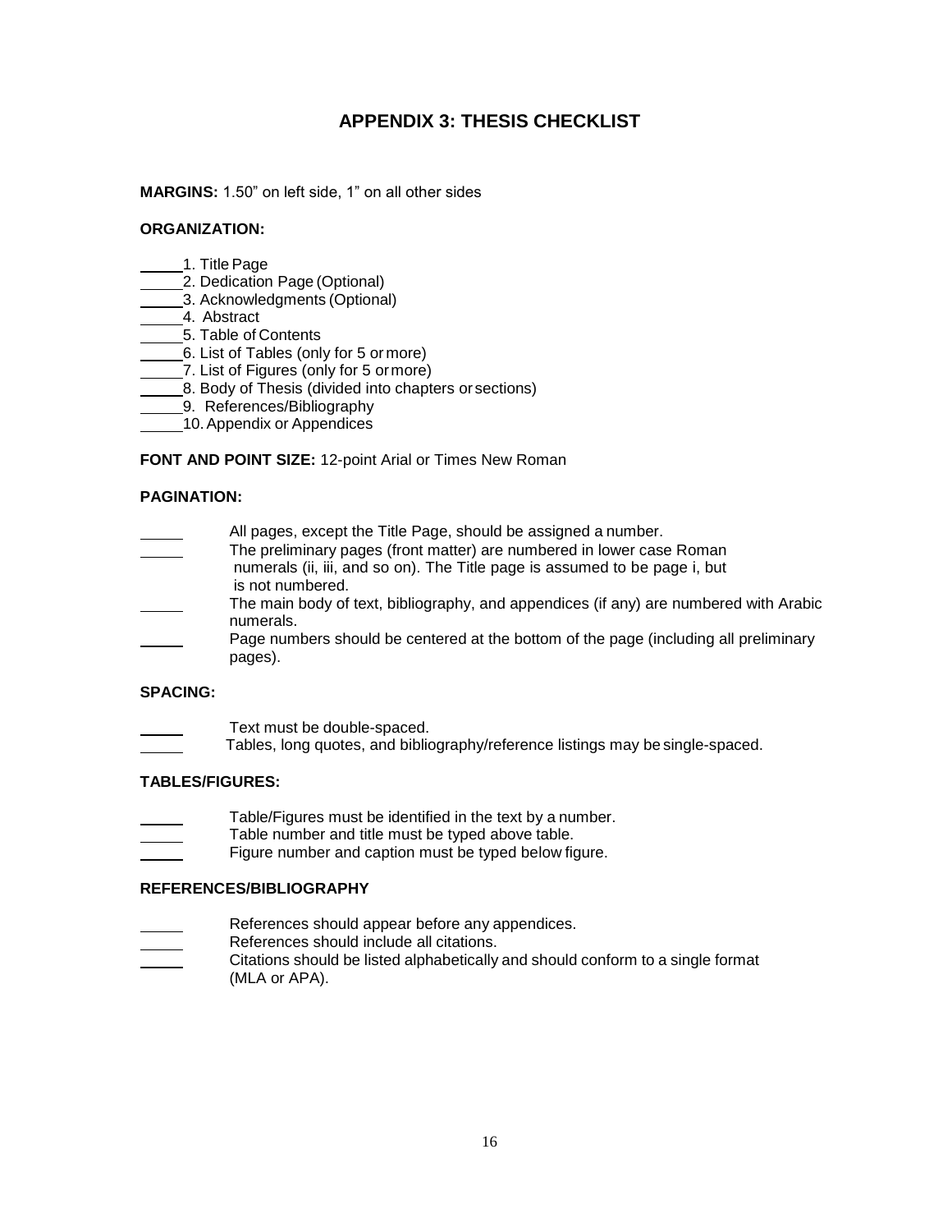# APPENDIX 3: THESIS CHECKLIST

**MARGINS:** 1.50" on left side, 1" on all other sides

**ORGANIZATION:**

_____1. Title Page
_____2. Dedication Page (Optional)
_____3. Acknowledgments (Optional)
_____4. Abstract
_____5. Table of Contents
_____6. List of Tables (only for 5 or more)
_____7. List of Figures (only for 5 or more)
_____8. Body of Thesis (divided into chapters or sections)
_____9. References/Bibliography
_____10. Appendix or Appendices

**FONT AND POINT SIZE:** 12-point Arial or Times New Roman

**PAGINATION:**

_____ All pages, except the Title Page, should be assigned a number.
_____ The preliminary pages (front matter) are numbered in lower case Roman numerals (ii, iii, and so on). The Title page is assumed to be page i, but is not numbered.
_____ The main body of text, bibliography, and appendices (if any) are numbered with Arabic numerals.
_____ Page numbers should be centered at the bottom of the page (including all preliminary pages).

**SPACING:**

_____ Text must be double-spaced.
_____ Tables, long quotes, and bibliography/reference listings may be single-spaced.

**TABLES/FIGURES:**

_____ Table/Figures must be identified in the text by a number.
_____ Table number and title must be typed above table.
_____ Figure number and caption must be typed below figure.

**REFERENCES/BIBLIOGRAPHY**

_____ References should appear before any appendices.
_____ References should include all citations.
_____ Citations should be listed alphabetically and should conform to a single format (MLA or APA).